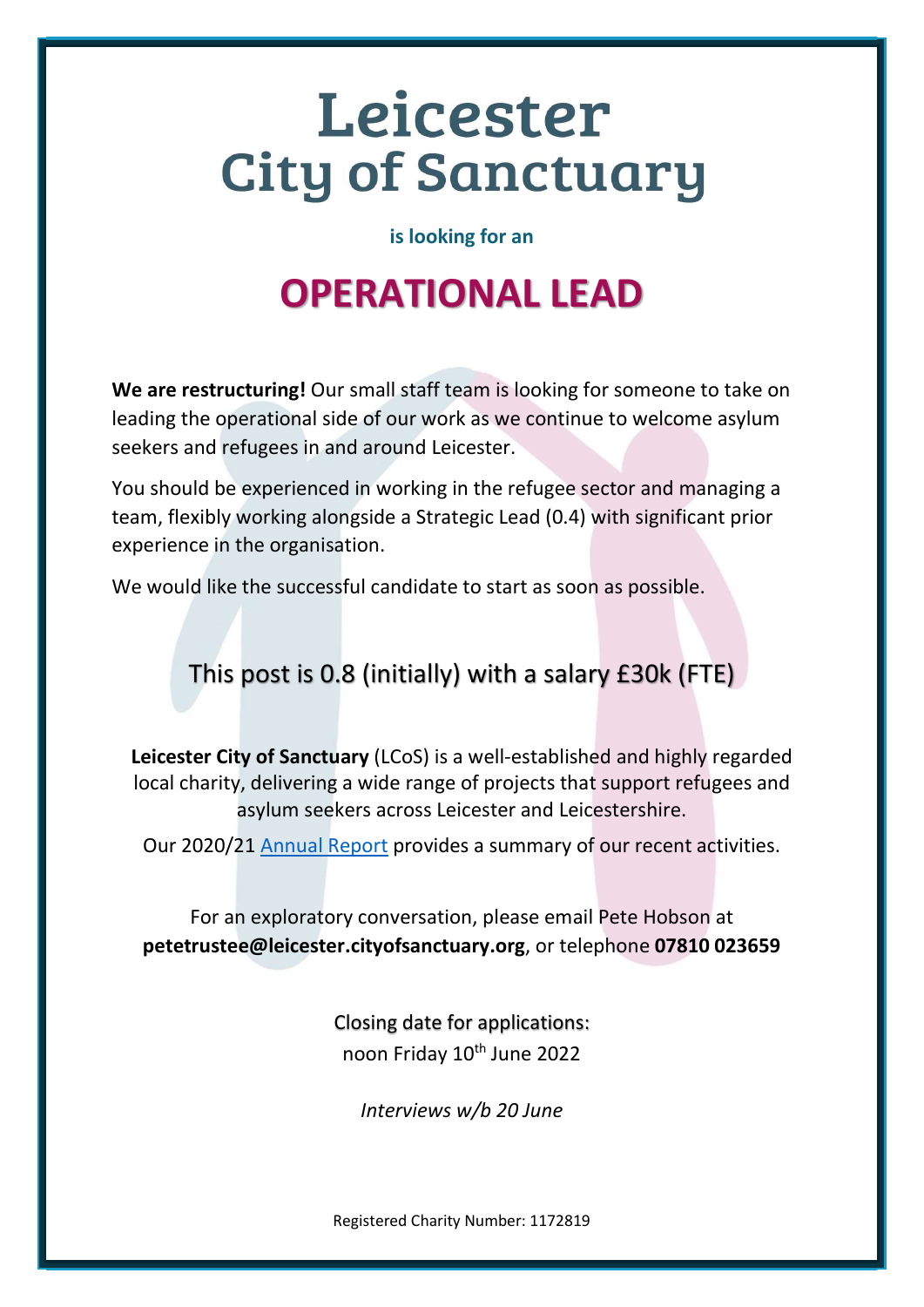# Leicester City of Sanctuary

**is looking for an**

## OPERATIONAL LEAD

**We are restructuring!** Our small staff team is looking for someone to take on leading the operational side of our work as we continue to welcome asylum seekers and refugees in and around Leicester.

You should be experienced in working in the refugee sector and managing a team, flexibly working alongside a Strategic Lead (0.4) with significant prior experience in the organisation.

We would like the successful candidate to start as soon as possible.

### This post is 0.8 (initially) with a salary £30k (FTE)

**Leicester City of Sanctuary** (LCoS) is a well-established and highly regarded local charity, delivering a wide range of projects that support refugees and asylum seekers across Leicester and Leicestershire.

Our 2020/21 Annual Report provides a summary of our recent activities.

For an exploratory conversation, please email Pete Hobson at **petetrustee@leicester.cityofsanctuary.org**, or telephone **07810 023659**

Closing date for applications:
noon Friday 10th June 2022

*Interviews w/b 20 June*

Registered Charity Number: 1172819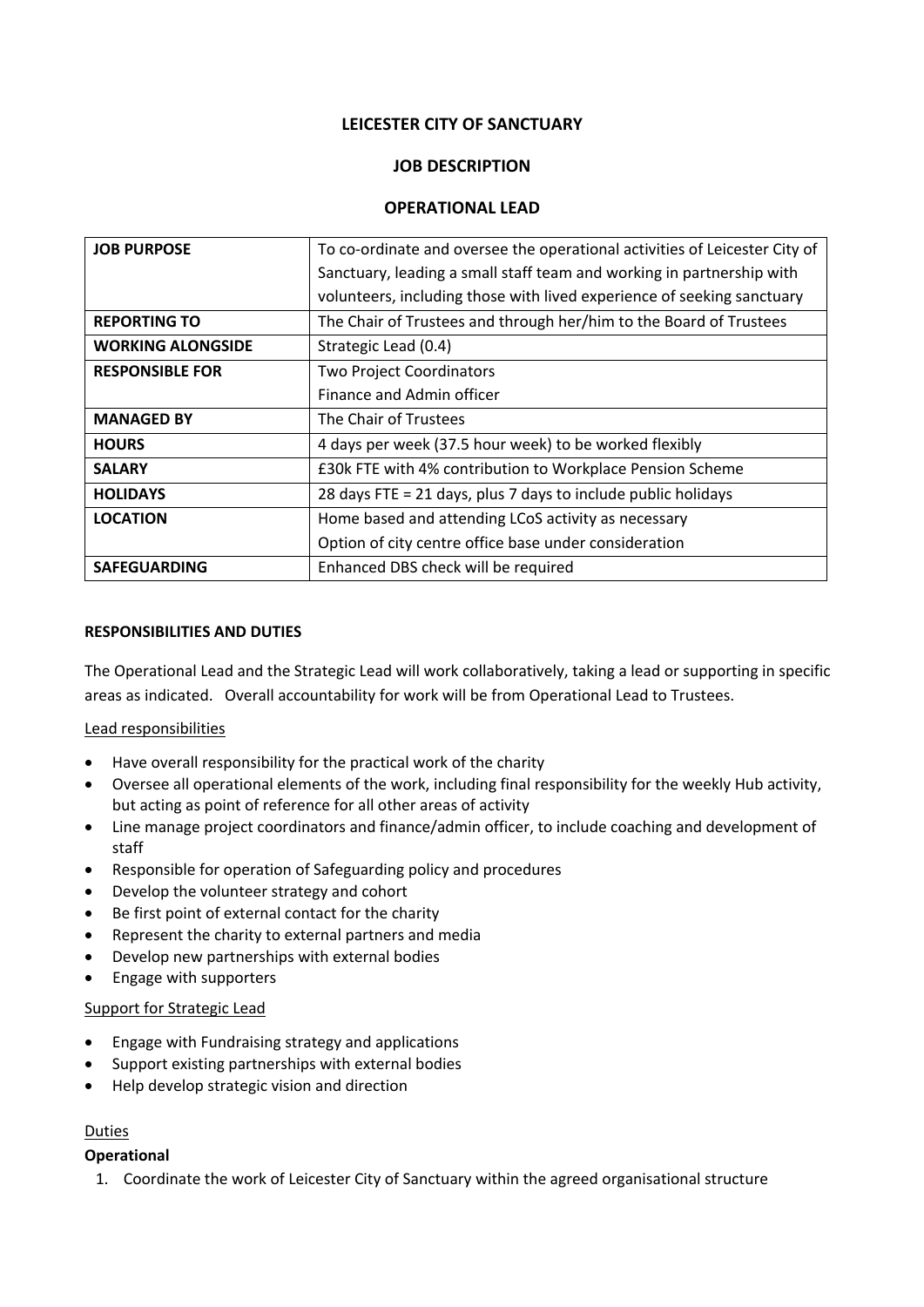**LEICESTER CITY OF SANCTUARY**

**JOB DESCRIPTION**

**OPERATIONAL LEAD**

| | |
|---|---|
| **JOB PURPOSE** | To co-ordinate and oversee the operational activities of Leicester City of Sanctuary, leading a small staff team and working in partnership with volunteers, including those with lived experience of seeking sanctuary |
| **REPORTING TO** | The Chair of Trustees and through her/him to the Board of Trustees |
| **WORKING ALONGSIDE** | Strategic Lead (0.4) |
| **RESPONSIBLE FOR** | Two Project Coordinators<br>Finance and Admin officer |
| **MANAGED BY** | The Chair of Trustees |
| **HOURS** | 4 days per week (37.5 hour week) to be worked flexibly |
| **SALARY** | £30k FTE with 4% contribution to Workplace Pension Scheme |
| **HOLIDAYS** | 28 days FTE = 21 days, plus 7 days to include public holidays |
| **LOCATION** | Home based and attending LCoS activity as necessary<br>Option of city centre office base under consideration |
| **SAFEGUARDING** | Enhanced DBS check will be required |

**RESPONSIBILITIES AND DUTIES**

The Operational Lead and the Strategic Lead will work collaboratively, taking a lead or supporting in specific areas as indicated. Overall accountability for work will be from Operational Lead to Trustees.

Lead responsibilities

- Have overall responsibility for the practical work of the charity
- Oversee all operational elements of the work, including final responsibility for the weekly Hub activity, but acting as point of reference for all other areas of activity
- Line manage project coordinators and finance/admin officer, to include coaching and development of staff
- Responsible for operation of Safeguarding policy and procedures
- Develop the volunteer strategy and cohort
- Be first point of external contact for the charity
- Represent the charity to external partners and media
- Develop new partnerships with external bodies
- Engage with supporters

Support for Strategic Lead

- Engage with Fundraising strategy and applications
- Support existing partnerships with external bodies
- Help develop strategic vision and direction

Duties

**Operational**

1. Coordinate the work of Leicester City of Sanctuary within the agreed organisational structure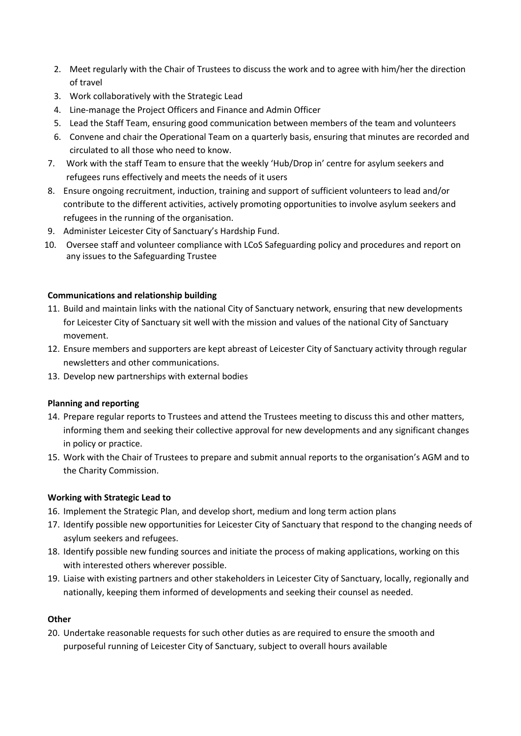2. Meet regularly with the Chair of Trustees to discuss the work and to agree with him/her the direction of travel
3. Work collaboratively with the Strategic Lead
4. Line-manage the Project Officers and Finance and Admin Officer
5. Lead the Staff Team, ensuring good communication between members of the team and volunteers
6. Convene and chair the Operational Team on a quarterly basis, ensuring that minutes are recorded and circulated to all those who need to know.
7. Work with the staff Team to ensure that the weekly 'Hub/Drop in' centre for asylum seekers and refugees runs effectively and meets the needs of it users
8. Ensure ongoing recruitment, induction, training and support of sufficient volunteers to lead and/or contribute to the different activities, actively promoting opportunities to involve asylum seekers and refugees in the running of the organisation.
9. Administer Leicester City of Sanctuary's Hardship Fund.
10. Oversee staff and volunteer compliance with LCoS Safeguarding policy and procedures and report on any issues to the Safeguarding Trustee

**Communications and relationship building**

11. Build and maintain links with the national City of Sanctuary network, ensuring that new developments for Leicester City of Sanctuary sit well with the mission and values of the national City of Sanctuary movement.
12. Ensure members and supporters are kept abreast of Leicester City of Sanctuary activity through regular newsletters and other communications.
13. Develop new partnerships with external bodies

**Planning and reporting**

14. Prepare regular reports to Trustees and attend the Trustees meeting to discuss this and other matters, informing them and seeking their collective approval for new developments and any significant changes in policy or practice.
15. Work with the Chair of Trustees to prepare and submit annual reports to the organisation's AGM and to the Charity Commission.

**Working with Strategic Lead to**

16. Implement the Strategic Plan, and develop short, medium and long term action plans
17. Identify possible new opportunities for Leicester City of Sanctuary that respond to the changing needs of asylum seekers and refugees.
18. Identify possible new funding sources and initiate the process of making applications, working on this with interested others wherever possible.
19. Liaise with existing partners and other stakeholders in Leicester City of Sanctuary, locally, regionally and nationally, keeping them informed of developments and seeking their counsel as needed.

**Other**

20. Undertake reasonable requests for such other duties as are required to ensure the smooth and purposeful running of Leicester City of Sanctuary, subject to overall hours available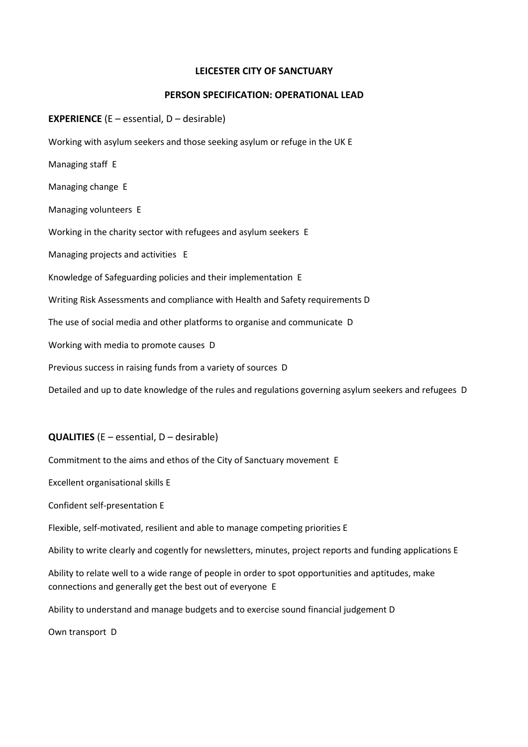**LEICESTER CITY OF SANCTUARY**

**PERSON SPECIFICATION: OPERATIONAL LEAD**

**EXPERIENCE** (E – essential, D – desirable)

Working with asylum seekers and those seeking asylum or refuge in the UK E

Managing staff E

Managing change E

Managing volunteers E

Working in the charity sector with refugees and asylum seekers E

Managing projects and activities E

Knowledge of Safeguarding policies and their implementation E

Writing Risk Assessments and compliance with Health and Safety requirements D

The use of social media and other platforms to organise and communicate D

Working with media to promote causes D

Previous success in raising funds from a variety of sources D

Detailed and up to date knowledge of the rules and regulations governing asylum seekers and refugees D

**QUALITIES** (E – essential, D – desirable)

Commitment to the aims and ethos of the City of Sanctuary movement E

Excellent organisational skills E

Confident self-presentation E

Flexible, self-motivated, resilient and able to manage competing priorities E

Ability to write clearly and cogently for newsletters, minutes, project reports and funding applications E

Ability to relate well to a wide range of people in order to spot opportunities and aptitudes, make connections and generally get the best out of everyone E

Ability to understand and manage budgets and to exercise sound financial judgement D

Own transport D